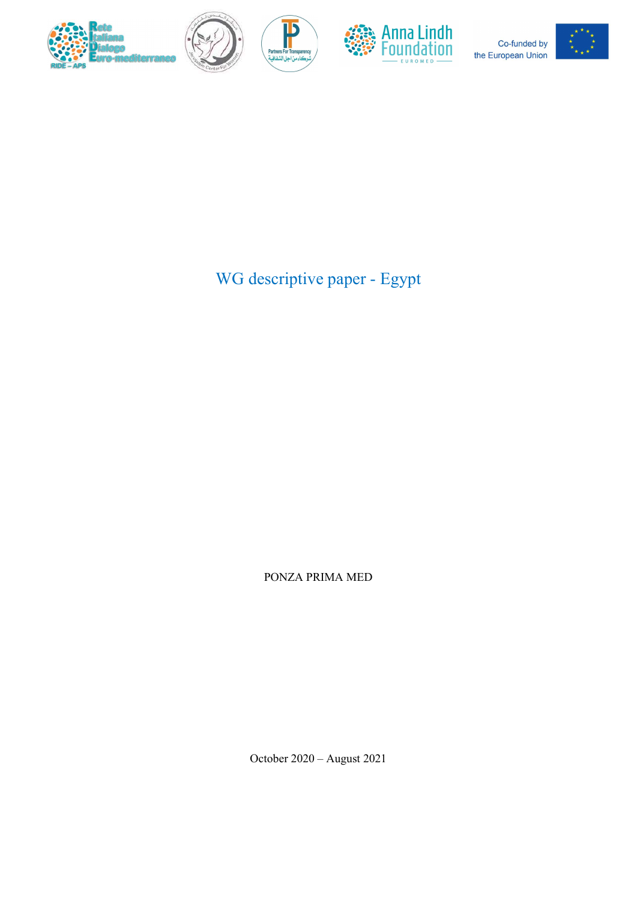# WG descriptive paper - Egypt

PONZA PRIMA MED

October 2020 – August 2021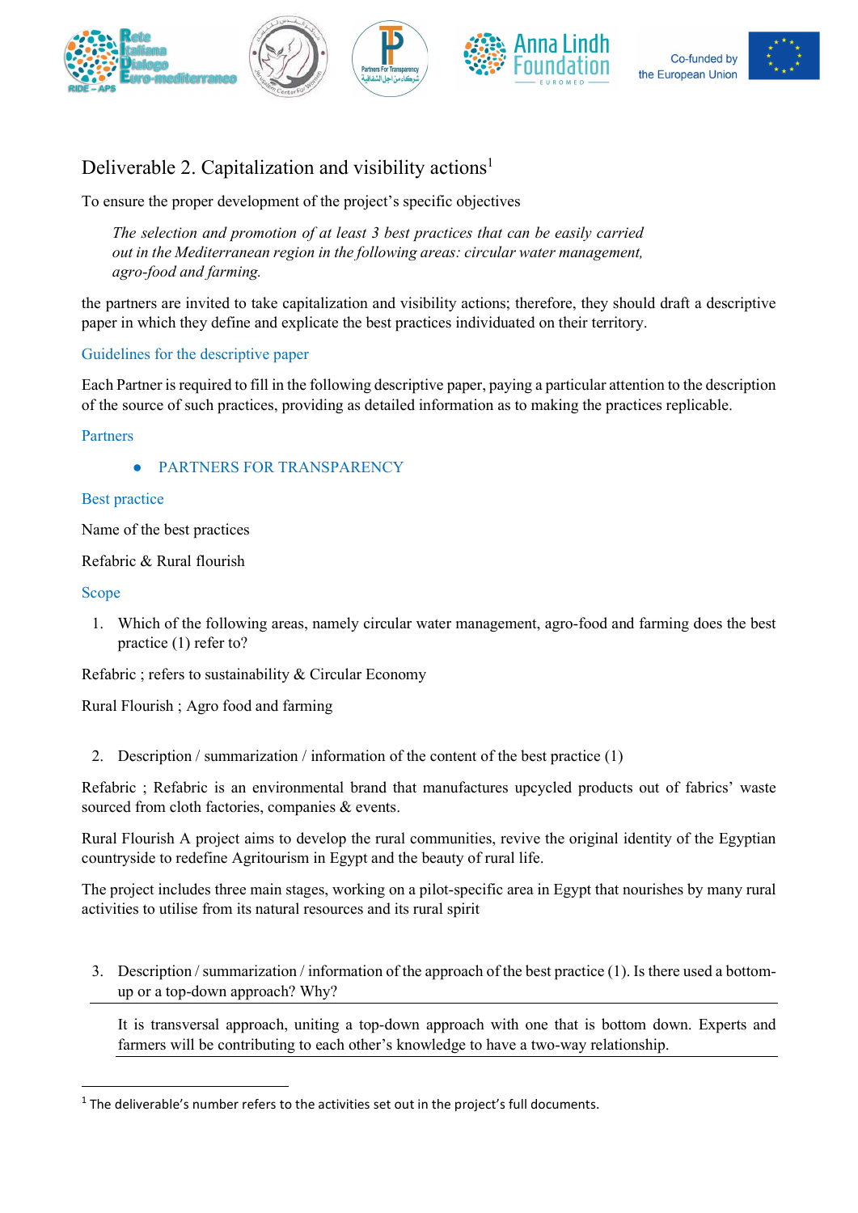# Deliverable 2. Capitalization and visibility actions[1]

To ensure the proper development of the project's specific objectives

> *The selection and promotion of at least 3 best practices that can be easily carried out in the Mediterranean region in the following areas: circular water management, agro-food and farming.*

the partners are invited to take capitalization and visibility actions; therefore, they should draft a descriptive paper in which they define and explicate the best practices individuated on their territory.

## Guidelines for the descriptive paper

Each Partner is required to fill in the following descriptive paper, paying a particular attention to the description of the source of such practices, providing as detailed information as to making the practices replicable.

## Partners

- PARTNERS FOR TRANSPARENCY

## Best practice

Name of the best practices

Refabric & Rural flourish

## Scope

1. Which of the following areas, namely circular water management, agro-food and farming does the best practice (1) refer to?

Refabric ; refers to sustainability & Circular Economy

Rural Flourish ; Agro food and farming

2. Description / summarization / information of the content of the best practice (1)

Refabric ; Refabric is an environmental brand that manufactures upcycled products out of fabrics' waste sourced from cloth factories, companies & events.

Rural Flourish A project aims to develop the rural communities, revive the original identity of the Egyptian countryside to redefine Agritourism in Egypt and the beauty of rural life.

The project includes three main stages, working on a pilot-specific area in Egypt that nourishes by many rural activities to utilise from its natural resources and its rural spirit

3. Description / summarization / information of the approach of the best practice (1). Is there used a bottom-up or a top-down approach? Why?

It is transversal approach, uniting a top-down approach with one that is bottom down. Experts and farmers will be contributing to each other's knowledge to have a two-way relationship.

---

[1] The deliverable's number refers to the activities set out in the project's full documents.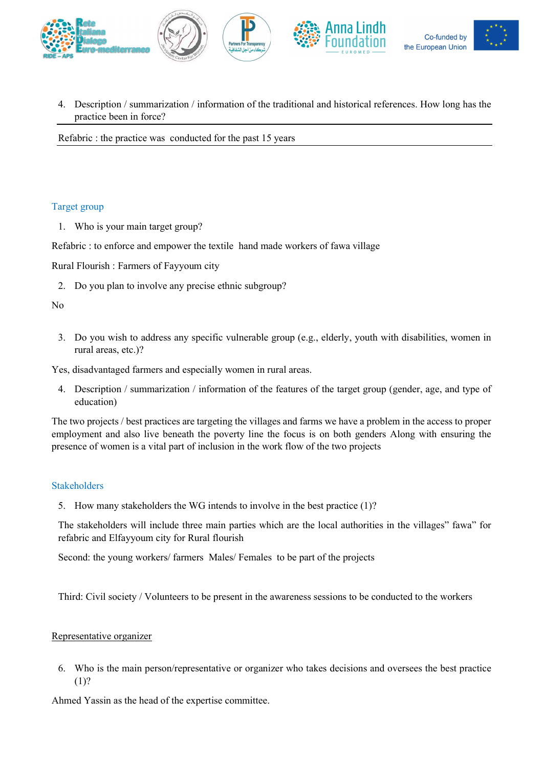4. Description / summarization / information of the traditional and historical references. How long has the practice been in force?

Refabric : the practice was conducted for the past 15 years

## Target group

1. Who is your main target group?

Refabric : to enforce and empower the textile hand made workers of fawa village

Rural Flourish : Farmers of Fayyoum city

2. Do you plan to involve any precise ethnic subgroup?

No

3. Do you wish to address any specific vulnerable group (e.g., elderly, youth with disabilities, women in rural areas, etc.)?

Yes, disadvantaged farmers and especially women in rural areas.

4. Description / summarization / information of the features of the target group (gender, age, and type of education)

The two projects / best practices are targeting the villages and farms we have a problem in the access to proper employment and also live beneath the poverty line the focus is on both genders Along with ensuring the presence of women is a vital part of inclusion in the work flow of the two projects

## Stakeholders

5. How many stakeholders the WG intends to involve in the best practice (1)?

The stakeholders will include three main parties which are the local authorities in the villages" fawa" for refabric and Elfayyoum city for Rural flourish

Second: the young workers/ farmers Males/ Females to be part of the projects

Third: Civil society / Volunteers to be present in the awareness sessions to be conducted to the workers

## Representative organizer

6. Who is the main person/representative or organizer who takes decisions and oversees the best practice (1)?

Ahmed Yassin as the head of the expertise committee.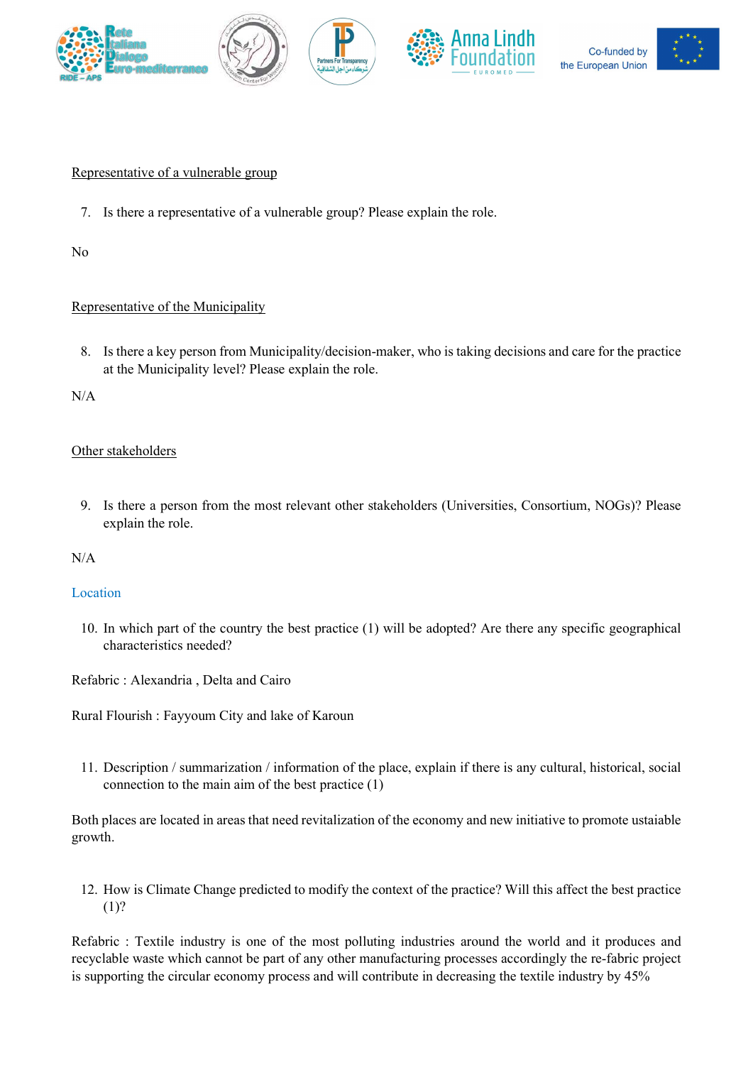<u>Representative of a vulnerable group</u>

7. Is there a representative of a vulnerable group? Please explain the role.

No

<u>Representative of the Municipality</u>

8. Is there a key person from Municipality/decision-maker, who is taking decisions and care for the practice at the Municipality level? Please explain the role.

N/A

<u>Other stakeholders</u>

9. Is there a person from the most relevant other stakeholders (Universities, Consortium, NOGs)? Please explain the role.

N/A

## Location

10. In which part of the country the best practice (1) will be adopted? Are there any specific geographical characteristics needed?

Refabric : Alexandria , Delta and Cairo

Rural Flourish : Fayyoum City and lake of Karoun

11. Description / summarization / information of the place, explain if there is any cultural, historical, social connection to the main aim of the best practice (1)

Both places are located in areas that need revitalization of the economy and new initiative to promote ustaiable growth.

12. How is Climate Change predicted to modify the context of the practice? Will this affect the best practice (1)?

Refabric : Textile industry is one of the most polluting industries around the world and it produces and recyclable waste which cannot be part of any other manufacturing processes accordingly the re-fabric project is supporting the circular economy process and will contribute in decreasing the textile industry by 45%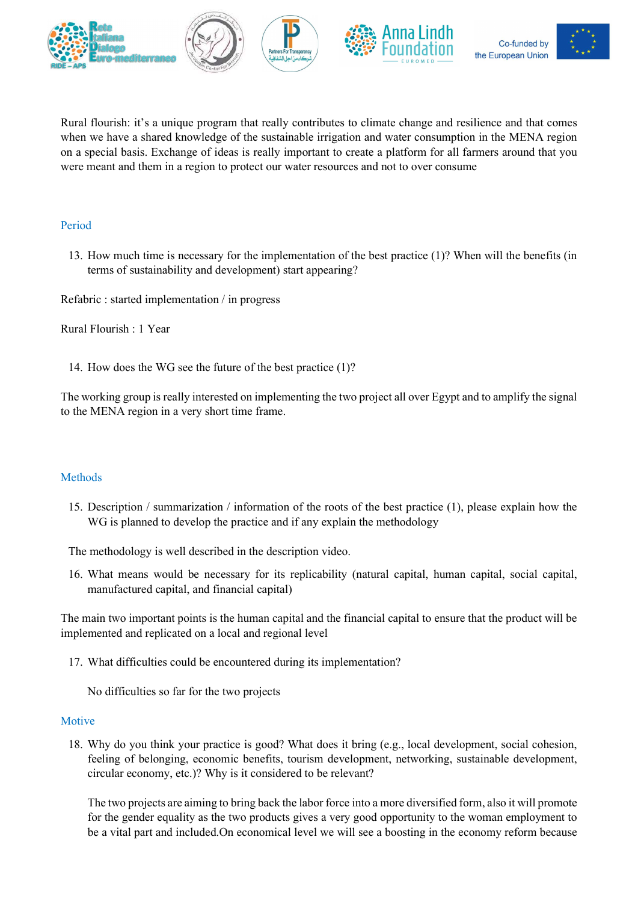Rural flourish: it's a unique program that really contributes to climate change and resilience and that comes when we have a shared knowledge of the sustainable irrigation and water consumption in the MENA region on a special basis. Exchange of ideas is really important to create a platform for all farmers around that you were meant and them in a region to protect our water resources and not to over consume

## Period

13. How much time is necessary for the implementation of the best practice (1)? When will the benefits (in terms of sustainability and development) start appearing?

Refabric : started implementation / in progress

Rural Flourish : 1 Year

14. How does the WG see the future of the best practice (1)?

The working group is really interested on implementing the two project all over Egypt and to amplify the signal to the MENA region in a very short time frame.

## Methods

15. Description / summarization / information of the roots of the best practice (1), please explain how the WG is planned to develop the practice and if any explain the methodology

The methodology is well described in the description video.

16. What means would be necessary for its replicability (natural capital, human capital, social capital, manufactured capital, and financial capital)

The main two important points is the human capital and the financial capital to ensure that the product will be implemented and replicated on a local and regional level

17. What difficulties could be encountered during its implementation?

No difficulties so far for the two projects

## Motive

18. Why do you think your practice is good? What does it bring (e.g., local development, social cohesion, feeling of belonging, economic benefits, tourism development, networking, sustainable development, circular economy, etc.)? Why is it considered to be relevant?

The two projects are aiming to bring back the labor force into a more diversified form, also it will promote for the gender equality as the two products gives a very good opportunity to the woman employment to be a vital part and included.On economical level we will see a boosting in the economy reform because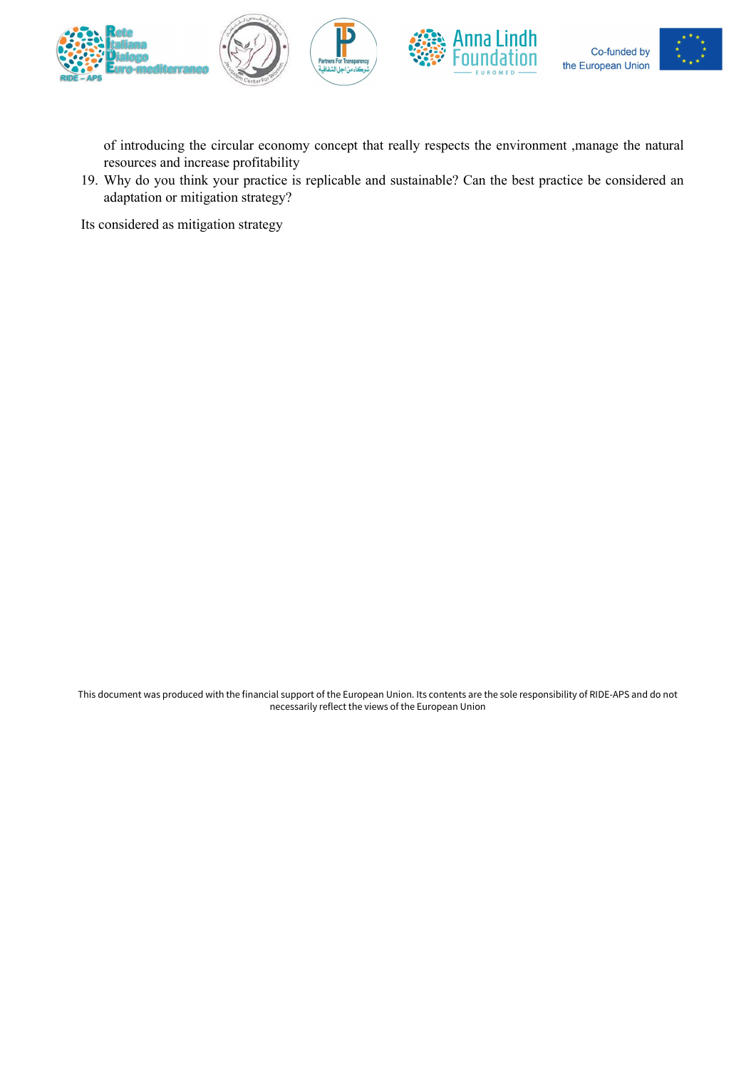of introducing the circular economy concept that really respects the environment ,manage the natural resources and increase profitability

19. Why do you think your practice is replicable and sustainable? Can the best practice be considered an adaptation or mitigation strategy?

Its considered as mitigation strategy

This document was produced with the financial support of the European Union. Its contents are the sole responsibility of RIDE-APS and do not necessarily reflect the views of the European Union